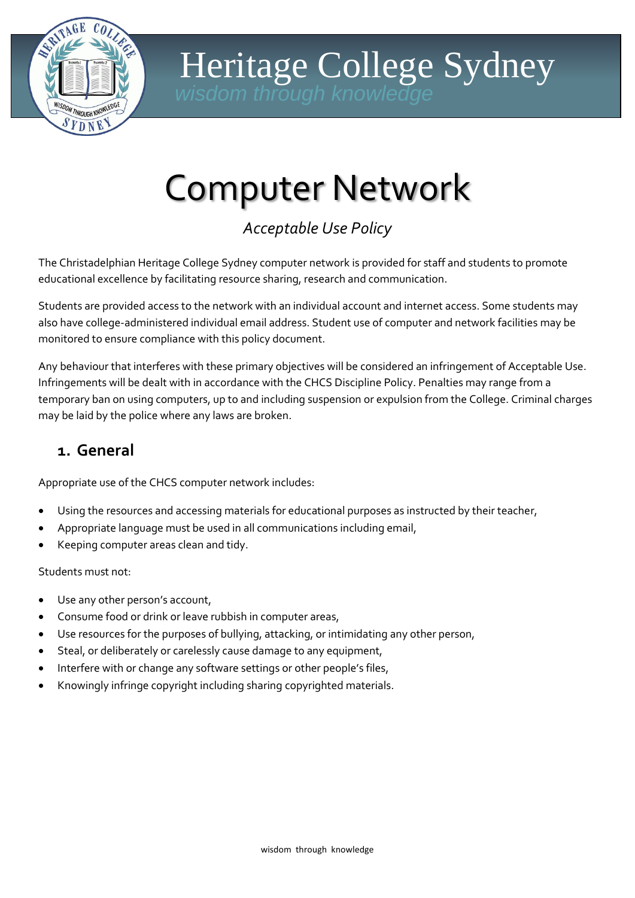# Heritage College Sydney

*wisdom through knowledge*

# Computer Network

*Acceptable Use Policy*

The Christadelphian Heritage College Sydney computer network is provided for staff and students to promote educational excellence by facilitating resource sharing, research and communication.

Students are provided access to the network with an individual account and internet access. Some students may also have college-administered individual email address. Student use of computer and network facilities may be monitored to ensure compliance with this policy document.

Any behaviour that interferes with these primary objectives will be considered an infringement of Acceptable Use. Infringements will be dealt with in accordance with the CHCS Discipline Policy. Penalties may range from a temporary ban on using computers, up to and including suspension or expulsion from the College. Criminal charges may be laid by the police where any laws are broken.

## 1. General

Appropriate use of the CHCS computer network includes:

- Using the resources and accessing materials for educational purposes as instructed by their teacher,
- Appropriate language must be used in all communications including email,
- Keeping computer areas clean and tidy.

Students must not:

- Use any other person's account,
- Consume food or drink or leave rubbish in computer areas,
- Use resources for the purposes of bullying, attacking, or intimidating any other person,
- Steal, or deliberately or carelessly cause damage to any equipment,
- Interfere with or change any software settings or other people's files,
- Knowingly infringe copyright including sharing copyrighted materials.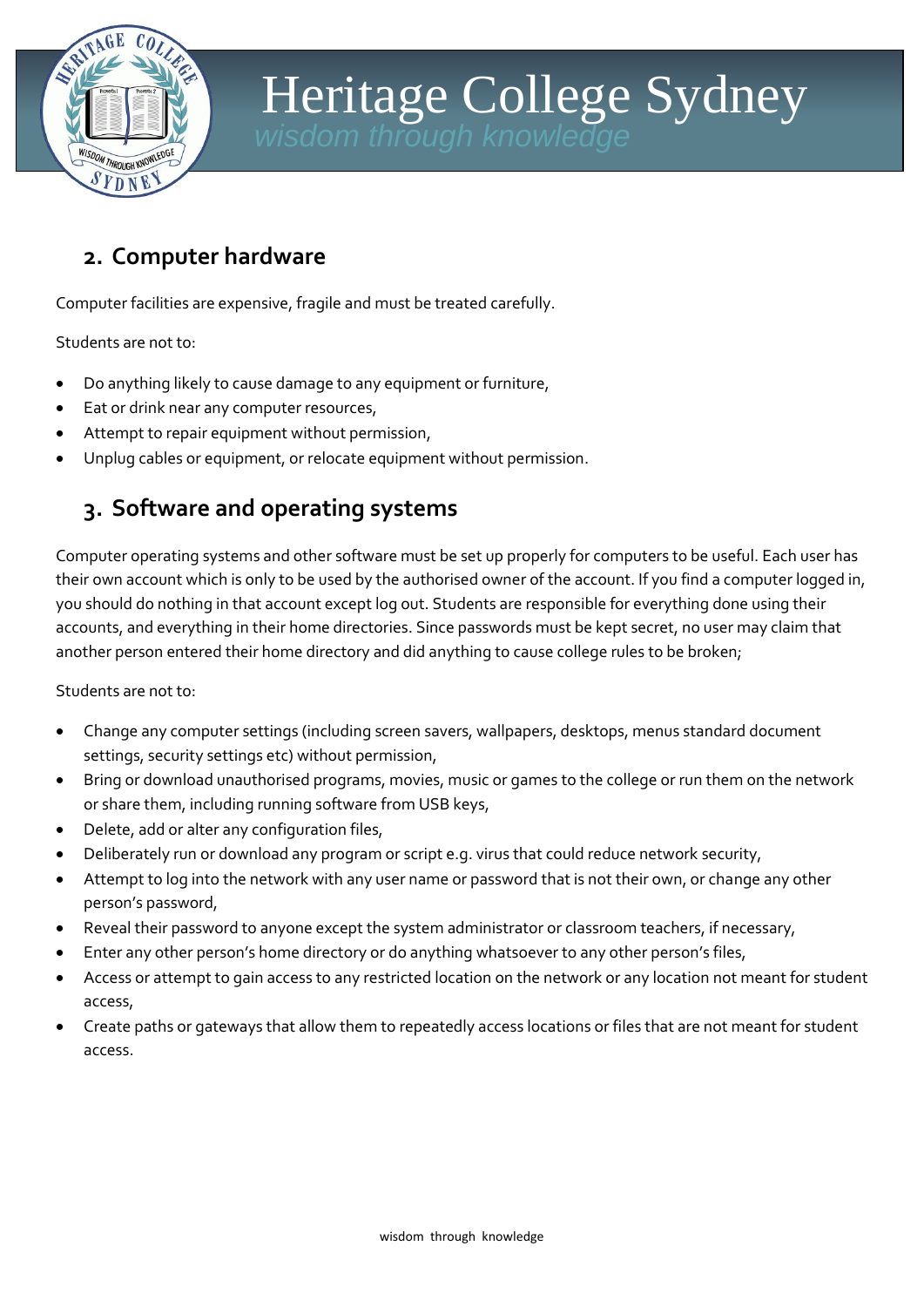## 2. Computer hardware

Computer facilities are expensive, fragile and must be treated carefully.

Students are not to:

- Do anything likely to cause damage to any equipment or furniture,
- Eat or drink near any computer resources,
- Attempt to repair equipment without permission,
- Unplug cables or equipment, or relocate equipment without permission.

## 3. Software and operating systems

Computer operating systems and other software must be set up properly for computers to be useful. Each user has their own account which is only to be used by the authorised owner of the account. If you find a computer logged in, you should do nothing in that account except log out. Students are responsible for everything done using their accounts, and everything in their home directories. Since passwords must be kept secret, no user may claim that another person entered their home directory and did anything to cause college rules to be broken;

Students are not to:

- Change any computer settings (including screen savers, wallpapers, desktops, menus standard document settings, security settings etc) without permission,
- Bring or download unauthorised programs, movies, music or games to the college or run them on the network or share them, including running software from USB keys,
- Delete, add or alter any configuration files,
- Deliberately run or download any program or script e.g. virus that could reduce network security,
- Attempt to log into the network with any user name or password that is not their own, or change any other person's password,
- Reveal their password to anyone except the system administrator or classroom teachers, if necessary,
- Enter any other person's home directory or do anything whatsoever to any other person's files,
- Access or attempt to gain access to any restricted location on the network or any location not meant for student access,
- Create paths or gateways that allow them to repeatedly access locations or files that are not meant for student access.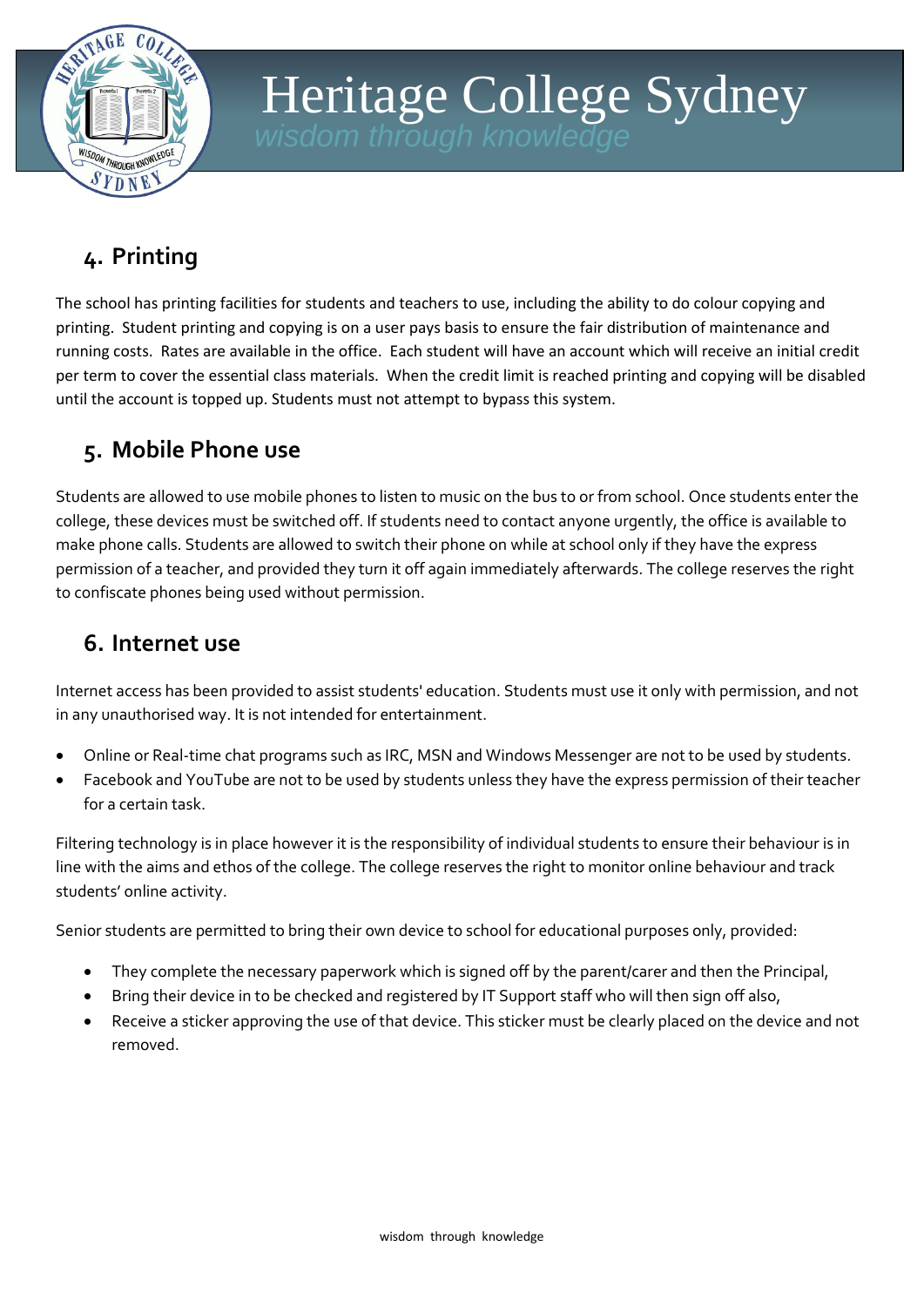## 4. Printing

The school has printing facilities for students and teachers to use, including the ability to do colour copying and printing. Student printing and copying is on a user pays basis to ensure the fair distribution of maintenance and running costs. Rates are available in the office. Each student will have an account which will receive an initial credit per term to cover the essential class materials. When the credit limit is reached printing and copying will be disabled until the account is topped up. Students must not attempt to bypass this system.

## 5. Mobile Phone use

Students are allowed to use mobile phones to listen to music on the bus to or from school. Once students enter the college, these devices must be switched off. If students need to contact anyone urgently, the office is available to make phone calls. Students are allowed to switch their phone on while at school only if they have the express permission of a teacher, and provided they turn it off again immediately afterwards. The college reserves the right to confiscate phones being used without permission.

## 6. Internet use

Internet access has been provided to assist students' education. Students must use it only with permission, and not in any unauthorised way. It is not intended for entertainment.

- Online or Real-time chat programs such as IRC, MSN and Windows Messenger are not to be used by students.
- Facebook and YouTube are not to be used by students unless they have the express permission of their teacher for a certain task.

Filtering technology is in place however it is the responsibility of individual students to ensure their behaviour is in line with the aims and ethos of the college. The college reserves the right to monitor online behaviour and track students' online activity.

Senior students are permitted to bring their own device to school for educational purposes only, provided:

- They complete the necessary paperwork which is signed off by the parent/carer and then the Principal,
- Bring their device in to be checked and registered by IT Support staff who will then sign off also,
- Receive a sticker approving the use of that device. This sticker must be clearly placed on the device and not removed.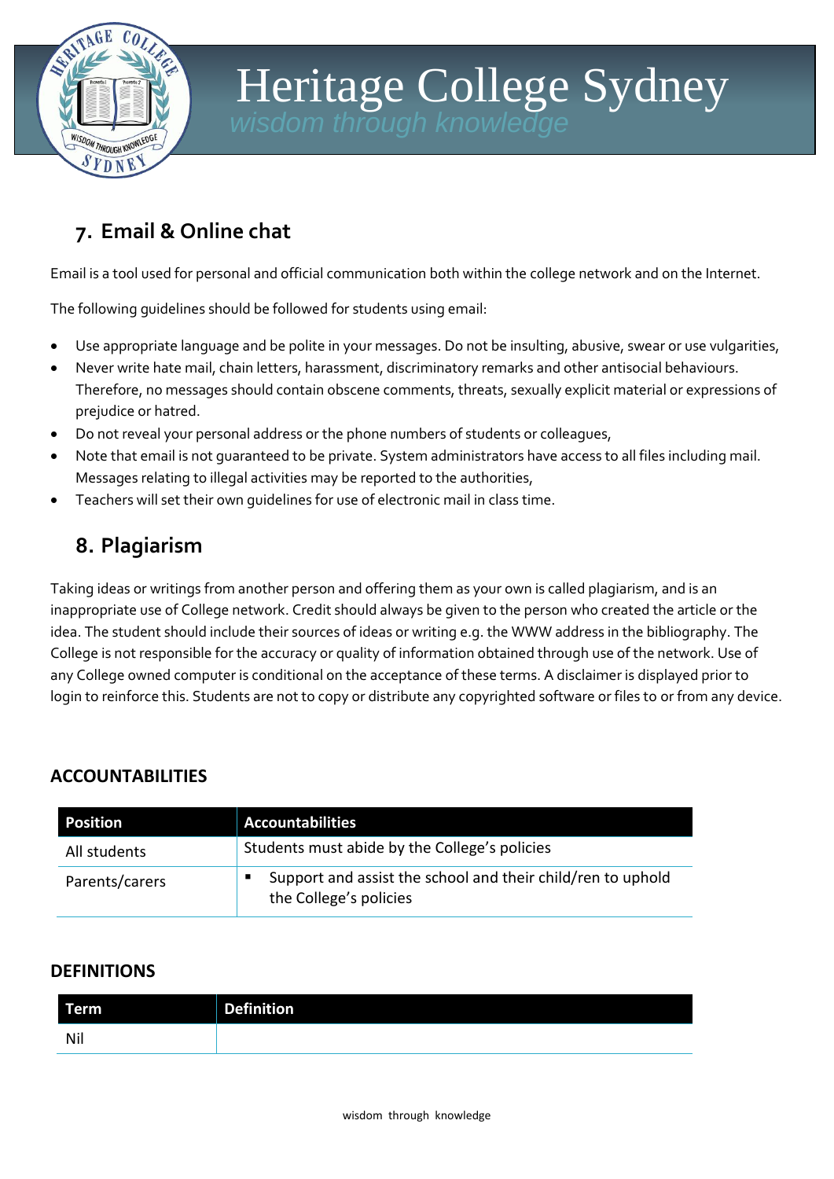## 7. Email & Online chat

Email is a tool used for personal and official communication both within the college network and on the Internet.

The following guidelines should be followed for students using email:

- Use appropriate language and be polite in your messages. Do not be insulting, abusive, swear or use vulgarities,
- Never write hate mail, chain letters, harassment, discriminatory remarks and other antisocial behaviours. Therefore, no messages should contain obscene comments, threats, sexually explicit material or expressions of prejudice or hatred.
- Do not reveal your personal address or the phone numbers of students or colleagues,
- Note that email is not guaranteed to be private. System administrators have access to all files including mail. Messages relating to illegal activities may be reported to the authorities,
- Teachers will set their own guidelines for use of electronic mail in class time.

## 8. Plagiarism

Taking ideas or writings from another person and offering them as your own is called plagiarism, and is an inappropriate use of College network. Credit should always be given to the person who created the article or the idea. The student should include their sources of ideas or writing e.g. the WWW address in the bibliography. The College is not responsible for the accuracy or quality of information obtained through use of the network. Use of any College owned computer is conditional on the acceptance of these terms. A disclaimer is displayed prior to login to reinforce this. Students are not to copy or distribute any copyrighted software or files to or from any device.

### ACCOUNTABILITIES

| Position | Accountabilities |
| --- | --- |
| All students | Students must abide by the College's policies |
| Parents/carers | ▪ Support and assist the school and their child/ren to uphold the College's policies |

### DEFINITIONS

| Term | Definition |
| --- | --- |
| Nil | |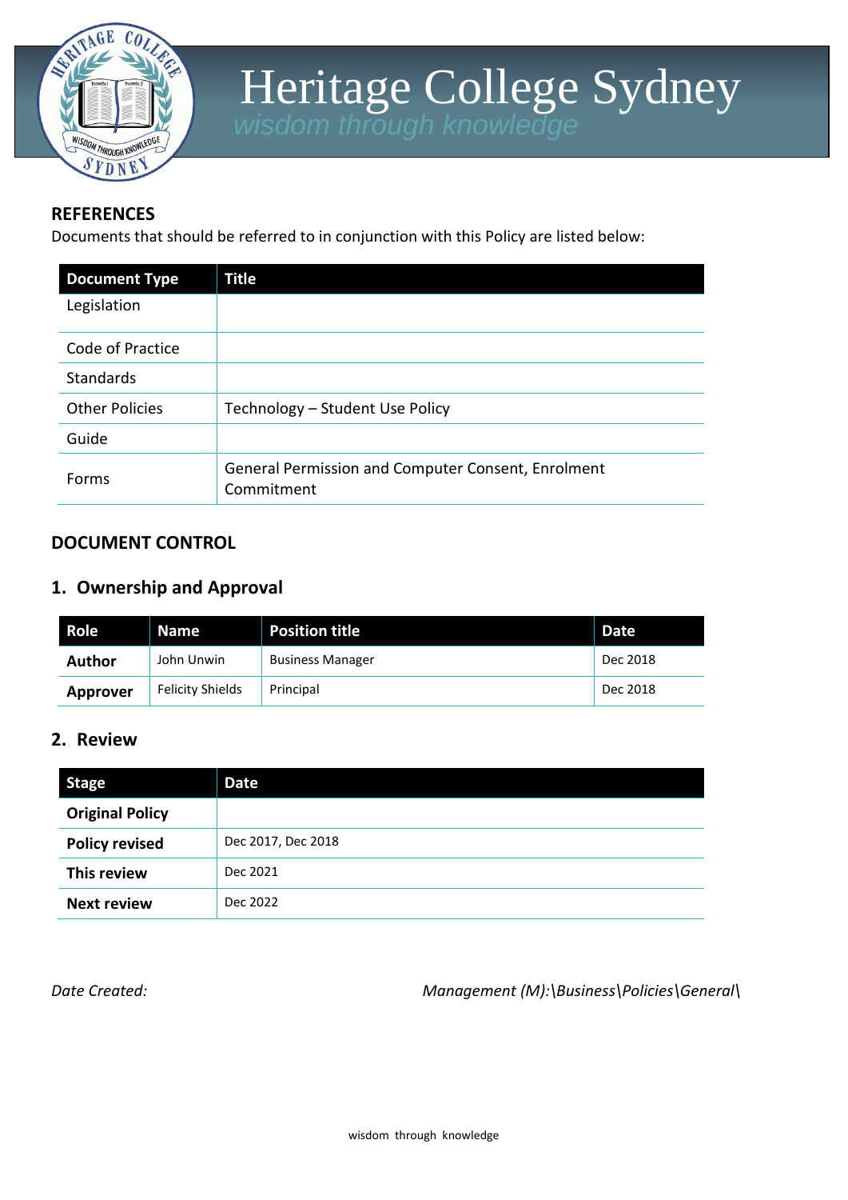## REFERENCES

Documents that should be referred to in conjunction with this Policy are listed below:

| Document Type | Title |
|---|---|
| Legislation | |
| Code of Practice | |
| Standards | |
| Other Policies | Technology – Student Use Policy |
| Guide | |
| Forms | General Permission and Computer Consent, Enrolment Commitment |

## DOCUMENT CONTROL

### 1. Ownership and Approval

| Role | Name | Position title | Date |
|---|---|---|---|
| **Author** | John Unwin | Business Manager | Dec 2018 |
| **Approver** | Felicity Shields | Principal | Dec 2018 |

### 2. Review

| Stage | Date |
|---|---|
| **Original Policy** | |
| **Policy revised** | Dec 2017, Dec 2018 |
| **This review** | Dec 2021 |
| **Next review** | Dec 2022 |

*Date Created:* *Management (M):\Business\Policies\General\*